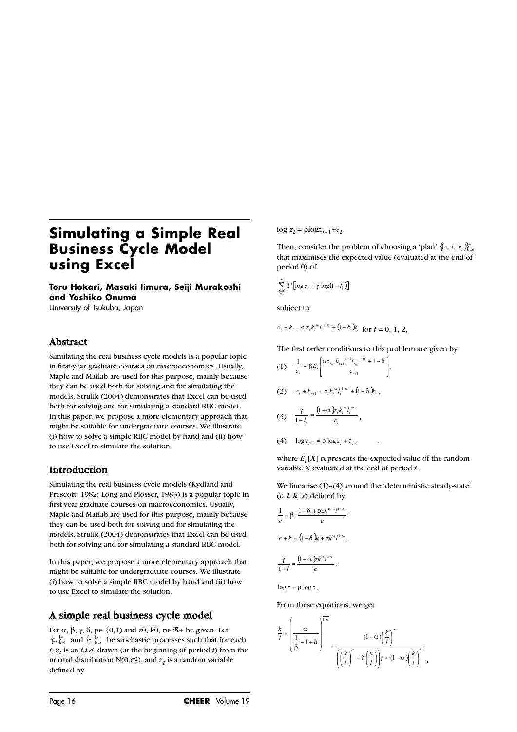# Simulating a Simple Real Business Cycle Model using Excel

**Toru Hokari, Masaki Iimura, Seiji Murakoshi and Yoshiko Onuma**
University of Tsukuba, Japan

## Abstract

Simulating the real business cycle models is a popular topic in first-year graduate courses on macroeconomics. Usually, Maple and Matlab are used for this purpose, mainly because they can be used both for solving and for simulating the models. Strulik (2004) demonstrates that Excel can be used both for solving and for simulating a standard RBC model. In this paper, we propose a more elementary approach that might be suitable for undergraduate courses. We illustrate (i) how to solve a simple RBC model by hand and (ii) how to use Excel to simulate the solution.

## Introduction

Simulating the real business cycle models (Kydland and Prescott, 1982; Long and Plosser, 1983) is a popular topic in first-year graduate courses on macroeconomics. Usually, Maple and Matlab are used for this purpose, mainly because they can be used both for solving and for simulating the models. Strulik (2004) demonstrates that Excel can be used both for solving and for simulating a standard RBC model.

In this paper, we propose a more elementary approach that might be suitable for undergraduate courses. We illustrate (i) how to solve a simple RBC model by hand and (ii) how to use Excel to simulate the solution.

## A simple real business cycle model

Let $\alpha$, $\beta$, $\gamma$, $\delta$, $\rho \in (0,1)$ and z0, k0, $\sigma \in \Re$+ be given. Let $\{\varepsilon_t\}_{t=1}^{\infty}$ and $\{z_t\}_{t=1}^{\infty}$ be stochastic processes such that for each $t$, $\varepsilon_t$ is an *i.i.d.* drawn (at the beginning of period $t$) from the normal distribution $N(0,\sigma^2)$, and $z_t$ is a random variable defined by

$$\log z_t = \rho \log z_{t-1} + \varepsilon_t.$$

Then, consider the problem of choosing a 'plan' $\{(c_t, l_t, k_t)\}_{t=0}^{\infty}$ that maximises the expected value (evaluated at the end of period 0) of

$$\sum_{t=0}^{\infty} \beta^t \left[\log c_t + \gamma \log(1 - l_t)\right]$$

subject to

$$c_t + k_{t+1} \leq z_t k_t^{\alpha} l_t^{1-\alpha} + (1-\delta)k_t \text{ for } t = 0, 1, 2,$$

The first order conditions to this problem are given by

$$(1) \quad \frac{1}{c_t} = \beta E_t\left[\frac{\alpha z_{t+1} k_{t+1}^{\alpha-1} l_{t+1}^{1-\alpha} + 1 - \delta}{c_{t+1}}\right],$$

$$(2) \quad c_t + k_{t+1} = z_t k_t^{\alpha} l_t^{1-\alpha} + (1-\delta)k_t,$$

$$(3) \quad \frac{\gamma}{1-l_t} = \frac{(1-\alpha)z_t k_t^{\alpha} l_t^{-\alpha}}{c_t},$$

$$(4) \quad \log z_{t+1} = \rho \log z_t + \varepsilon_{t+1} \quad .$$

where $E_t[X]$ represents the expected value of the random variable $X$ evaluated at the end of period $t$.

We linearise (1)–(4) around the 'deterministic steady-state' ($c$, $l$, $k$, $z$) defined by

$$\frac{1}{c} = \beta \cdot \frac{1 - \delta + \alpha z k^{\alpha-1} l^{1-\alpha}}{c},$$

$$c + k = (1-\delta)k + z k^{\alpha} l^{1-\alpha},$$

$$\frac{\gamma}{1-l} = \frac{(1-\alpha)z k^{\alpha} l^{-\alpha}}{c},$$

$$\log z = \rho \log z.$$

From these equations, we get

$$\frac{k}{l} = \left(\frac{\alpha}{\frac{1}{\beta} - 1 + \delta}\right)^{\frac{1}{1-\alpha}} = \frac{(1-\alpha)\left(\frac{k}{l}\right)^{\alpha}}{\left(\left(\frac{k}{l}\right)^{\alpha} - \delta\left(\frac{k}{l}\right)\right)\gamma + (1-\alpha)\left(\frac{k}{l}\right)^{\alpha}},$$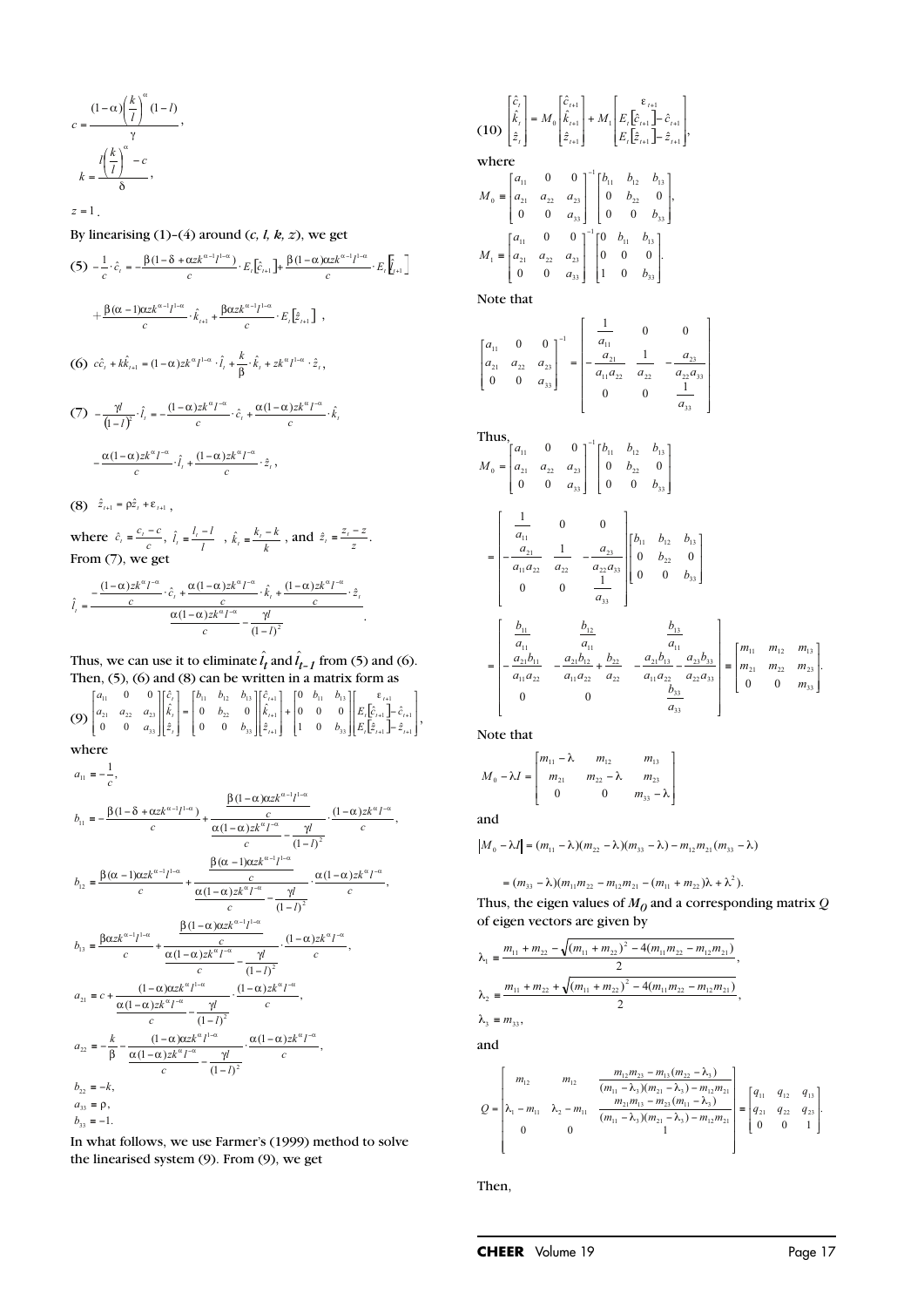$$c = \frac{(1-\alpha)\left(\frac{k}{l}\right)^{\alpha}(1-l)}{\gamma},$$

$$k = \frac{l\left(\frac{k}{l}\right)^{\alpha} - c}{\delta},$$

$z = 1$.

By linearising (1)–(4) around $(c, l, k, z)$, we get

$$(5)\ -\frac{1}{c}\cdot\hat{c}_t = -\frac{\beta(1-\delta+\alpha z k^{\alpha-1}l^{1-\alpha})}{c}\cdot E_t[\hat{c}_{t+1}] + \frac{\beta(1-\alpha)\alpha z k^{\alpha-1}l^{1-\alpha}}{c}\cdot E_t[\hat{l}_{t+1}]$$

$$+\frac{\beta(\alpha-1)\alpha z k^{\alpha-1}l^{1-\alpha}}{c}\cdot\hat{k}_{t+1} + \frac{\beta\alpha z k^{\alpha-1}l^{1-\alpha}}{c}\cdot E_t[\hat{z}_{t+1}]\ ,$$

$$(6)\ c\hat{c}_t + k\hat{k}_{t+1} = (1-\alpha)z k^{\alpha}l^{1-\alpha}\cdot\hat{l}_t + \frac{k}{\beta}\cdot\hat{k}_t + z k^{\alpha}l^{1-\alpha}\cdot\hat{z}_t,$$

$$(7)\ -\frac{\gamma l}{(1-l)^2}\cdot\hat{l}_t = -\frac{(1-\alpha)z k^{\alpha}l^{-\alpha}}{c}\cdot\hat{c}_t + \frac{\alpha(1-\alpha)z k^{\alpha}l^{-\alpha}}{c}\cdot\hat{k}_t$$

$$-\frac{\alpha(1-\alpha)z k^{\alpha}l^{-\alpha}}{c}\cdot\hat{l}_t + \frac{(1-\alpha)z k^{\alpha}l^{-\alpha}}{c}\cdot\hat{z}_t,$$

$$(8)\ \hat{z}_{t+1} = \rho\hat{z}_t + \varepsilon_{t+1},$$

where $\hat{c}_t = \frac{c_t - c}{c}$, $\hat{l}_t = \frac{l_t - l}{l}$, $\hat{k}_t = \frac{k_t - k}{k}$, and $\hat{z}_t = \frac{z_t - z}{z}$.
From (7), we get

$$\hat{l}_t = \frac{-\frac{(1-\alpha)z k^{\alpha}l^{-\alpha}}{c}\cdot\hat{c}_t + \frac{\alpha(1-\alpha)z k^{\alpha}l^{-\alpha}}{c}\cdot\hat{k}_t + \frac{(1-\alpha)z k^{\alpha}l^{-\alpha}}{c}\cdot\hat{z}_t}{\frac{\alpha(1-\alpha)z k^{\alpha}l^{-\alpha}}{c} - \frac{\gamma l}{(1-l)^2}}.$$

Thus, we can use it to eliminate $\hat{l}_t$ and $\hat{l}_{t-1}$ from (5) and (6).
Then, (5), (6) and (8) can be written in a matrix form as

$$(9)\ \begin{bmatrix} a_{11} & 0 & 0 \\ a_{21} & a_{22} & a_{23} \\ 0 & 0 & a_{33} \end{bmatrix}\begin{bmatrix}\hat{c}_t \\ \hat{k}_t \\ \hat{z}_t\end{bmatrix} = \begin{bmatrix} b_{11} & b_{12} & b_{13} \\ 0 & b_{22} & 0 \\ 0 & 0 & b_{33}\end{bmatrix}\begin{bmatrix}\hat{c}_{t+1} \\ \hat{k}_{t+1} \\ \hat{z}_{t+1}\end{bmatrix} + \begin{bmatrix} 0 & b_{11} & b_{13} \\ 0 & 0 & 0 \\ 1 & 0 & b_{33}\end{bmatrix}\begin{bmatrix}\varepsilon_{t+1} \\ E_t[\hat{c}_{t+1}] - \hat{c}_{t+1} \\ E_t[\hat{z}_{t+1}] - \hat{z}_{t+1}\end{bmatrix},$$

where

$$a_{11} = -\frac{1}{c},$$

$$b_{11} = -\frac{\beta(1-\delta+\alpha z k^{\alpha-1}l^{1-\alpha})}{c} + \frac{\frac{\beta(1-\alpha)\alpha z k^{\alpha-1}l^{1-\alpha}}{c}}{\frac{\alpha(1-\alpha)z k^{\alpha}l^{-\alpha}}{c} - \frac{\gamma l}{(1-l)^2}}\cdot\frac{(1-\alpha)z k^{\alpha}l^{-\alpha}}{c},$$

$$b_{12} = \frac{\beta(\alpha-1)\alpha z k^{\alpha-1}l^{1-\alpha}}{c} + \frac{\frac{\beta(\alpha-1)\alpha z k^{\alpha-1}l^{1-\alpha}}{c}}{\frac{\alpha(1-\alpha)z k^{\alpha}l^{-\alpha}}{c} - \frac{\gamma l}{(1-l)^2}}\cdot\frac{\alpha(1-\alpha)z k^{\alpha}l^{-\alpha}}{c},$$

$$b_{13} = \frac{\beta\alpha z k^{\alpha-1}l^{1-\alpha}}{c} + \frac{\frac{\beta(1-\alpha)\alpha z k^{\alpha-1}l^{1-\alpha}}{c}}{\frac{\alpha(1-\alpha)z k^{\alpha}l^{-\alpha}}{c} - \frac{\gamma l}{(1-l)^2}}\cdot\frac{(1-\alpha)z k^{\alpha}l^{-\alpha}}{c},$$

$$a_{21} = c + \frac{(1-\alpha)\alpha z k^{\alpha}l^{1-\alpha}}{\frac{\alpha(1-\alpha)z k^{\alpha}l^{-\alpha}}{c} - \frac{\gamma l}{(1-l)^2}}\cdot\frac{(1-\alpha)z k^{\alpha}l^{-\alpha}}{c},$$

$$a_{22} = -\frac{k}{\beta} - \frac{(1-\alpha)\alpha z k^{\alpha}l^{1-\alpha}}{\frac{\alpha(1-\alpha)z k^{\alpha}l^{-\alpha}}{c} - \frac{\gamma l}{(1-l)^2}}\cdot\frac{\alpha(1-\alpha)z k^{\alpha}l^{-\alpha}}{c},$$

$$b_{22} = -k,$$
$$a_{33} = \rho,$$
$$b_{33} = -1.$$

In what follows, we use Farmer's (1999) method to solve the linearised system (9). From (9), we get

$$(10)\ \begin{bmatrix}\hat{c}_t \\ \hat{k}_t \\ \hat{z}_t\end{bmatrix} = M_0\begin{bmatrix}\hat{c}_{t+1} \\ \hat{k}_{t+1} \\ \hat{z}_{t+1}\end{bmatrix} + M_1\begin{bmatrix}\varepsilon_{t+1} \\ E_t[\hat{c}_{t+1}] - \hat{c}_{t+1} \\ E_t[\hat{z}_{t+1}] - \hat{z}_{t+1}\end{bmatrix},$$

where

$$M_0 \equiv \begin{bmatrix} a_{11} & 0 & 0 \\ a_{21} & a_{22} & a_{23} \\ 0 & 0 & a_{33}\end{bmatrix}^{-1}\begin{bmatrix} b_{11} & b_{12} & b_{13} \\ 0 & b_{22} & 0 \\ 0 & 0 & b_{33}\end{bmatrix},$$

$$M_1 \equiv \begin{bmatrix} a_{11} & 0 & 0 \\ a_{21} & a_{22} & a_{23} \\ 0 & 0 & a_{33}\end{bmatrix}^{-1}\begin{bmatrix} 0 & b_{11} & b_{13} \\ 0 & 0 & 0 \\ 1 & 0 & b_{33}\end{bmatrix}.$$

Note that

$$\begin{bmatrix} a_{11} & 0 & 0 \\ a_{21} & a_{22} & a_{23} \\ 0 & 0 & a_{33}\end{bmatrix}^{-1} = \begin{bmatrix} \frac{1}{a_{11}} & 0 & 0 \\ -\frac{a_{21}}{a_{11}a_{22}} & \frac{1}{a_{22}} & -\frac{a_{23}}{a_{22}a_{33}} \\ 0 & 0 & \frac{1}{a_{33}}\end{bmatrix}$$

Thus,

$$M_0 = \begin{bmatrix} a_{11} & 0 & 0 \\ a_{21} & a_{22} & a_{23} \\ 0 & 0 & a_{33}\end{bmatrix}^{-1}\begin{bmatrix} b_{11} & b_{12} & b_{13} \\ 0 & b_{22} & 0 \\ 0 & 0 & b_{33}\end{bmatrix}$$

$$= \begin{bmatrix} \frac{1}{a_{11}} & 0 & 0 \\ -\frac{a_{21}}{a_{11}a_{22}} & \frac{1}{a_{22}} & -\frac{a_{23}}{a_{22}a_{33}} \\ 0 & 0 & \frac{1}{a_{33}}\end{bmatrix}\begin{bmatrix} b_{11} & b_{12} & b_{13} \\ 0 & b_{22} & 0 \\ 0 & 0 & b_{33}\end{bmatrix}$$

$$= \begin{bmatrix} \frac{b_{11}}{a_{11}} & \frac{b_{12}}{a_{11}} & \frac{b_{13}}{a_{11}} \\ -\frac{a_{21}b_{11}}{a_{11}a_{22}} & -\frac{a_{21}b_{12}}{a_{11}a_{22}} + \frac{b_{22}}{a_{22}} & -\frac{a_{21}b_{13}}{a_{11}a_{22}} - \frac{a_{23}b_{33}}{a_{22}a_{33}} \\ 0 & 0 & \frac{b_{33}}{a_{33}}\end{bmatrix} \equiv \begin{bmatrix} m_{11} & m_{12} & m_{13} \\ m_{21} & m_{22} & m_{23} \\ 0 & 0 & m_{33}\end{bmatrix}.$$

Note that

$$M_0 - \lambda I = \begin{bmatrix} m_{11}-\lambda & m_{12} & m_{13} \\ m_{21} & m_{22}-\lambda & m_{23} \\ 0 & 0 & m_{33}-\lambda\end{bmatrix}$$

and

$$|M_0 - \lambda I| = (m_{11}-\lambda)(m_{22}-\lambda)(m_{33}-\lambda) - m_{12}m_{21}(m_{33}-\lambda)$$

$$= (m_{33}-\lambda)(m_{11}m_{22} - m_{12}m_{21} - (m_{11}+m_{22})\lambda + \lambda^2).$$

Thus, the eigen values of $M_0$ and a corresponding matrix $Q$ of eigen vectors are given by

$$\lambda_1 \equiv \frac{m_{11}+m_{22} - \sqrt{(m_{11}+m_{22})^2 - 4(m_{11}m_{22} - m_{12}m_{21})}}{2},$$

$$\lambda_2 \equiv \frac{m_{11}+m_{22} + \sqrt{(m_{11}+m_{22})^2 - 4(m_{11}m_{22} - m_{12}m_{21})}}{2},$$

$$\lambda_3 \equiv m_{33},$$

and

$$Q = \begin{bmatrix} m_{12} & m_{12} & \frac{m_{12}m_{23} - m_{13}(m_{22}-\lambda_3)}{(m_{11}-\lambda_3)(m_{21}-\lambda_3) - m_{12}m_{21}} \\ \lambda_1 - m_{11} & \lambda_2 - m_{11} & \frac{m_{21}m_{13} - m_{23}(m_{11}-\lambda_3)}{(m_{11}-\lambda_3)(m_{21}-\lambda_3) - m_{12}m_{21}} \\ 0 & 0 & 1\end{bmatrix} \equiv \begin{bmatrix} q_{11} & q_{12} & q_{13} \\ q_{21} & q_{22} & q_{23} \\ 0 & 0 & 1\end{bmatrix}.$$

Then,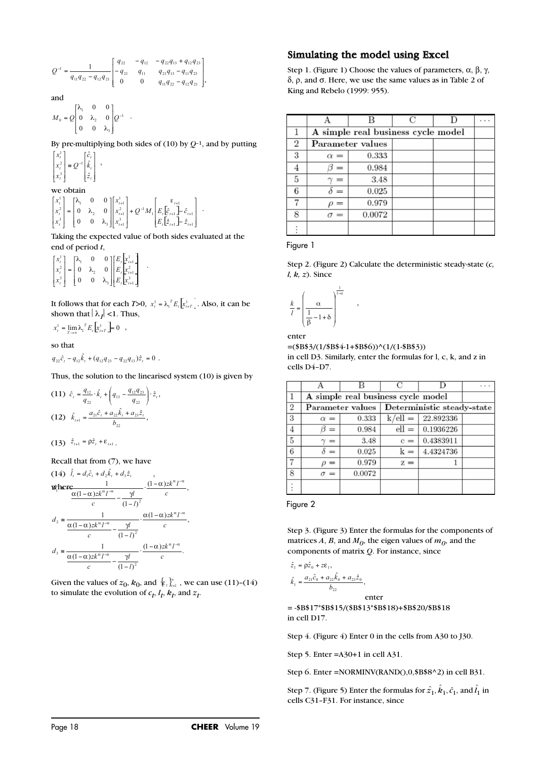$$Q^{-1} = \frac{1}{q_{11}q_{22} - q_{12}q_{21}} \begin{bmatrix} q_{22} & -q_{12} & -q_{22}q_{13} + q_{12}q_{23} \\ -q_{21} & q_{11} & q_{21}q_{13} - q_{11}q_{23} \\ 0 & 0 & q_{11}q_{22} - q_{12}q_{21} \end{bmatrix},$$

and

$$M_0 = Q \begin{bmatrix} \lambda_1 & 0 & 0 \\ 0 & \lambda_2 & 0 \\ 0 & 0 & \lambda_3 \end{bmatrix} Q^{-1} \ .$$

By pre-multiplying both sides of (10) by $Q^{-1}$, and by putting

$$\begin{bmatrix} x_t^1 \\ x_t^2 \\ x_t^3 \end{bmatrix} \equiv Q^{-1} \begin{bmatrix} \hat{c}_t \\ \hat{k}_t \\ \hat{z}_t \end{bmatrix} \ ,$$

we obtain

$$\begin{bmatrix} x_t^1 \\ x_t^2 \\ x_t^3 \end{bmatrix} = \begin{bmatrix} \lambda_1 & 0 & 0 \\ 0 & \lambda_2 & 0 \\ 0 & 0 & \lambda_3 \end{bmatrix} \begin{bmatrix} x_{t+1}^1 \\ x_{t+1}^2 \\ x_{t+1}^3 \end{bmatrix} + Q^{-1} M_1 \begin{bmatrix} \varepsilon_{t+1} \\ E_t[\hat{c}_{t+1}] - \hat{c}_{t+1} \\ E_t[\hat{z}_{t+1}] - \hat{z}_{t+1} \end{bmatrix} \ .$$

Taking the expected value of both sides evaluated at the end of period $t$,

$$\begin{bmatrix} x_t^1 \\ x_t^2 \\ x_t^3 \end{bmatrix} = \begin{bmatrix} \lambda_1 & 0 & 0 \\ 0 & \lambda_2 & 0 \\ 0 & 0 & \lambda_3 \end{bmatrix} \begin{bmatrix} E_t[x_{t+1}^1] \\ E_t[x_{t+1}^2] \\ E_t[x_{t+1}^3] \end{bmatrix} \ .$$

It follows that for each $T>0$, $x_t^1 = \lambda_1^{\,T} E_t[x_{t+T}^1]$. Also, it can be shown that $|\lambda_1| < 1$. Thus,

$$x_t^1 = \lim_{T \to \infty} \lambda_1^{\,T} E_t[x_{t+T}^1] = 0 \ ,$$

so that

$$q_{22}\hat{c}_t - q_{12}\hat{k}_t + (q_{12}q_{23} - q_{22}q_{13})\hat{z}_t = 0 \ .$$

Thus, the solution to the linearised system (10) is given by

(11) $\hat{c}_t = \dfrac{q_{12}}{q_{22}} \cdot \hat{k}_t + \left( q_{13} - \dfrac{q_{12}q_{23}}{q_{22}} \right) \cdot \hat{z}_t,$

(12) $\hat{k}_{t+1} = \dfrac{a_{21}\hat{c}_t + a_{22}\hat{k}_t + a_{23}\hat{z}_t}{b_{22}},$

(13) $\hat{z}_{t+1} = \rho \hat{z}_t + \varepsilon_{t+1}$.

Recall that from (7), we have

(14) $\hat{l}_t = d_1\hat{c}_t + d_2\hat{k}_t + d_3\hat{z}_t$ ,

where

$$d_1 \equiv \frac{1}{\frac{\alpha(1-\alpha)zk^\alpha l^{-\alpha}}{c} - \frac{\gamma l}{(1-l)^2}} \cdot \frac{(1-\alpha)zk^\alpha l^{-\alpha}}{c},$$

$$d_2 \equiv \frac{1}{\frac{\alpha(1-\alpha)zk^\alpha l^{-\alpha}}{c} - \frac{\gamma l}{(1-l)^2}} \cdot \frac{\alpha(1-\alpha)zk^\alpha l^{-\alpha}}{c},$$

$$d_3 \equiv \frac{1}{\frac{\alpha(1-\alpha)zk^\alpha l^{-\alpha}}{c} - \frac{\gamma l}{(1-l)^2}} \cdot \frac{(1-\alpha)zk^\alpha l^{-\alpha}}{c}.$$

Given the values of $z_0$, $k_0$, and $\{\varepsilon_t\}_{t=1}^{\infty}$, we can use (11)–(14) to simulate the evolution of $c_t$, $l_t$, $k_t$, and $z_t$.

## Simulating the model using Excel

Step 1. (Figure 1) Choose the values of parameters, α, β, γ, δ, ρ, and σ. Here, we use the same values as in Table 2 of King and Rebelo (1999: 955).

| | A | B | C | D | ... |
|---|---|---|---|---|---|
| 1 | A simple real business cycle model | | | | |
| 2 | Parameter values | | | | |
| 3 | α = | 0.333 | | | |
| 4 | β = | 0.984 | | | |
| 5 | γ = | 3.48 | | | |
| 6 | δ = | 0.025 | | | |
| 7 | ρ = | 0.979 | | | |
| 8 | σ = | 0.0072 | | | |
| ⋮ | | | | | |

Figure 1

Step 2. (Figure 2) Calculate the deterministic steady-state ($c$, $l$, $k$, $z$). Since

$$\frac{k}{l} = \left( \frac{\alpha}{\frac{1}{\beta} - 1 + \delta} \right)^{\frac{1}{1-\alpha}} \ ,$$

enter

```
=($B$3/(1/$B$4-1+$B$6))^(1/(1-$B$3))
```

in cell D3. Similarly, enter the formulas for l, c, k, and z in cells D4–D7.

| | A | B | C | D | ... |
|---|---|---|---|---|---|
| 1 | A simple real business cycle model | | | | |
| 2 | Parameter values | | Deterministic steady-state | | |
| 3 | α = | 0.333 | k/ell = | 22.892336 | |
| 4 | β = | 0.984 | ell = | 0.1936226 | |
| 5 | γ = | 3.48 | c = | 0.4383911 | |
| 6 | δ = | 0.025 | k = | 4.4324736 | |
| 7 | ρ = | 0.979 | z = | 1 | |
| 8 | σ = | 0.0072 | | | |
| ⋮ | | | | | |

Figure 2

Step 3. (Figure 3) Enter the formulas for the components of matrices $A$, $B$, and $M_0$, the eigen values of $m_0$, and the components of matrix $Q$. For instance, since

$$\hat{z}_1 = \rho \hat{z}_0 + z\varepsilon_1,$$

$$\hat{k}_1 = \frac{a_{21}\hat{c}_0 + a_{22}\hat{k}_0 + a_{23}\hat{z}_0}{b_{22}},$$

enter

```
= -$B$17*$B$15/($B$13*$B$18)+$B$20/$B$18
```

in cell D17.

Step 4. (Figure 4) Enter 0 in the cells from A30 to J30.

Step 5. Enter =A30+1 in cell A31.

Step 6. Enter =NORMINV(RAND(),0,$B$8^2) in cell B31.

Step 7. (Figure 5) Enter the formulas for $\hat{z}_1$, $\hat{k}_1$, $\hat{c}_1$, and $\hat{l}_1$ in cells C31–F31. For instance, since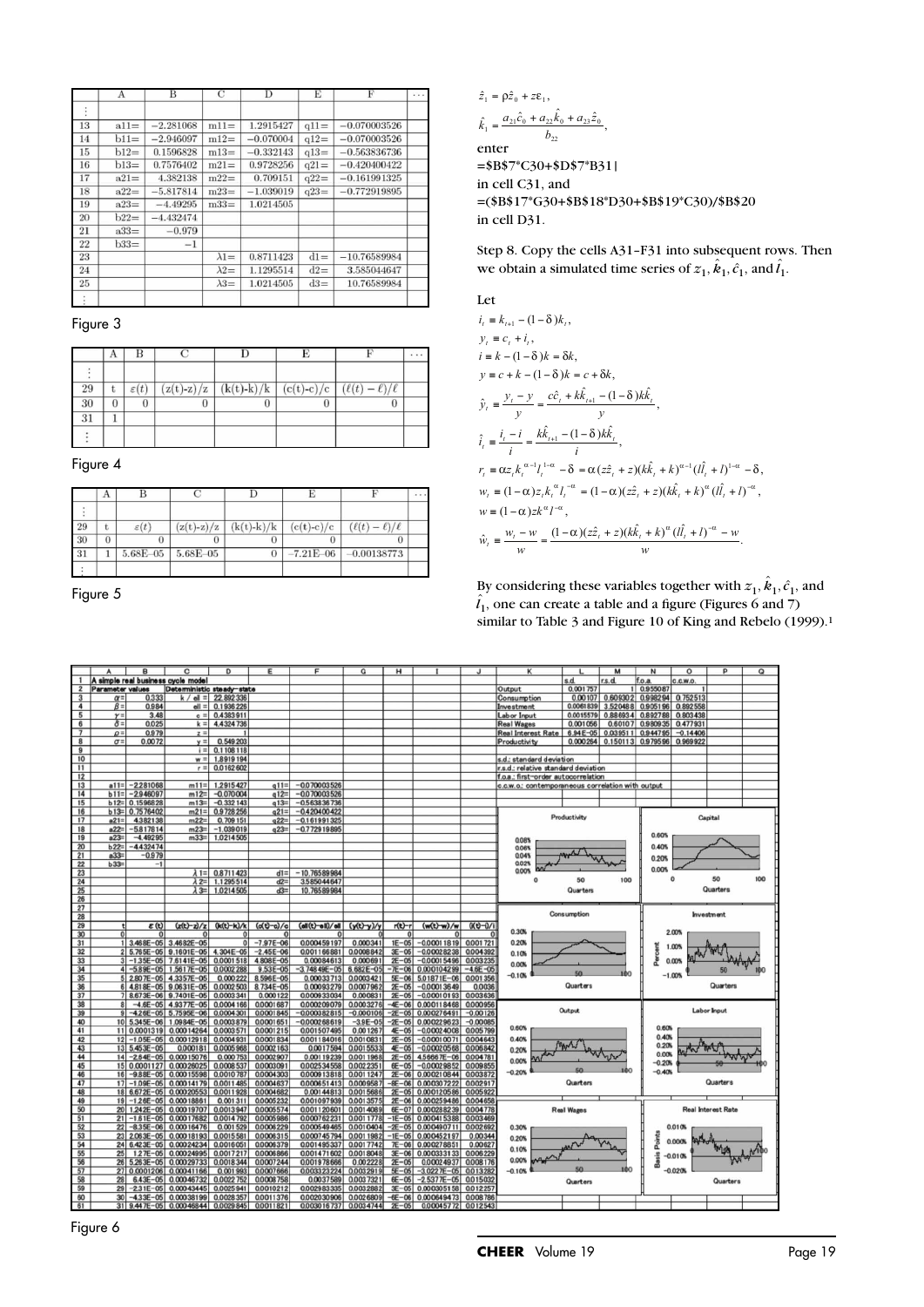|  | A | B | C | D | E | F | ··· |
|---|---|---|---|---|---|---|---|
| ⋮ |  |  |  |  |  |  |  |
| 13 | a11= | −2.281068 | m11= | 1.2915427 | q11= | −0.070003526 |  |
| 14 | b11= | −2.946097 | m12= | −0.070004 | q12= | −0.070003526 |  |
| 15 | b12= | 0.1596828 | m13= | −0.332143 | q13= | −0.563836736 |  |
| 16 | b13= | 0.7576402 | m21= | 0.9728256 | q21= | −0.420400422 |  |
| 17 | a21= | 4.382138 | m22= | 0.709151 | q22= | −0.161991325 |  |
| 18 | a22= | −5.817814 | m23= | −1.039019 | q23= | −0.772919895 |  |
| 19 | a23= | −4.49295 | m33= | 1.0214505 |  |  |  |
| 20 | b22= | −4.432474 |  |  |  |  |  |
| 21 | a33= | −0.979 |  |  |  |  |  |
| 22 | b33= | −1 |  |  |  |  |  |
| 23 |  |  | λ1= | 0.8711423 | d1= | −10.76589984 |  |
| 24 |  |  | λ2= | 1.1295514 | d2= | 3.585044647 |  |
| 25 |  |  | λ3= | 1.0214505 | d3= | 10.76589984 |  |
| ⋮ |  |  |  |  |  |  |  |

Figure 3

|  | A | B | C | D | E | F | ··· |
|---|---|---|---|---|---|---|---|
| ⋮ |  |  |  |  |  |  |  |
| 29 | t | ε(t) | (z(t)-z)/z | (k(t)-k)/k | (c(t)-c)/c | (ℓ(t) − ℓ)/ℓ |  |
| 30 | 0 | 0 | 0 | 0 | 0 | 0 |  |
| 31 | 1 |  |  |  |  |  |  |
| ⋮ |  |  |  |  |  |  |  |

Figure 4

|  | A | B | C | D | E | F | ··· |
|---|---|---|---|---|---|---|---|
| ⋮ |  |  |  |  |  |  |  |
| 29 | t | ε(t) | (z(t)-z)/z | (k(t)-k)/k | (c(t)-c)/c | (ℓ(t) − ℓ)/ℓ |  |
| 30 | 0 | 0 | 0 | 0 | 0 | 0 |  |
| 31 | 1 | 5.68E−05 | 5.68E−05 | 0 | −7.21E−06 | −0.00138773 |  |
| ⋮ |  |  |  |  |  |  |  |

Figure 5

$$\hat{z}_1 = \rho\hat{z}_0 + z\varepsilon_1,$$

$$\hat{k}_1 = \frac{a_{21}\hat{c}_0 + a_{22}\hat{k}_0 + a_{23}\hat{z}_0}{b_{22}},$$

enter
=$B$7*C30+$D$7*B31|
in cell C31, and
=($B$17*G30+$B$18*D30+$B$19*C30)/$B$20
in cell D31.

Step 8. Copy the cells A31–F31 into subsequent rows. Then we obtain a simulated time series of $z_1, \hat{k}_1, \hat{c}_1$, and $\hat{l}_1$.

Let

$$i_t \equiv k_{t+1} - (1-\delta)k_t,$$

$$y_t \equiv c_t + i_t,$$

$$i \equiv k - (1-\delta)k = \delta k,$$

$$y \equiv c + k - (1-\delta)k = c + \delta k,$$

$$\hat{y}_t \equiv \frac{y_t - y}{y} = \frac{c\hat{c}_t + k\hat{k}_{t+1} - (1-\delta)k\hat{k}_t}{y},$$

$$\hat{i}_t \equiv \frac{i_t - i}{i} = \frac{k\hat{k}_{t+1} - (1-\delta)k\hat{k}_t}{i},$$

$$r_t \equiv \alpha z_t k_t^{\alpha-1} l_t^{1-\alpha} - \delta = \alpha(z\hat{z}_t + z)(k\hat{k}_t + k)^{\alpha-1}(l\hat{l}_t + l)^{1-\alpha} - \delta,$$

$$w_t \equiv (1-\alpha)z_t k_t^{\alpha} l_t^{-\alpha} = (1-\alpha)(z\hat{z}_t + z)(k\hat{k}_t + k)^{\alpha}(l\hat{l}_t + l)^{-\alpha},$$

$$w \equiv (1-\alpha)zk^{\alpha}l^{-\alpha},$$

$$\hat{w}_t \equiv \frac{w_t - w}{w} = \frac{(1-\alpha)(z\hat{z}_t + z)(k\hat{k}_t + k)^{\alpha}(l\hat{l}_t + l)^{-\alpha} - w}{w}.$$

By considering these variables together with $z_1, \hat{k}_1, \hat{c}_1$, and $\hat{l}_1$, one can create a table and a figure (Figures 6 and 7) similar to Table 3 and Figure 10 of King and Rebelo (1999).[1]

Figure 6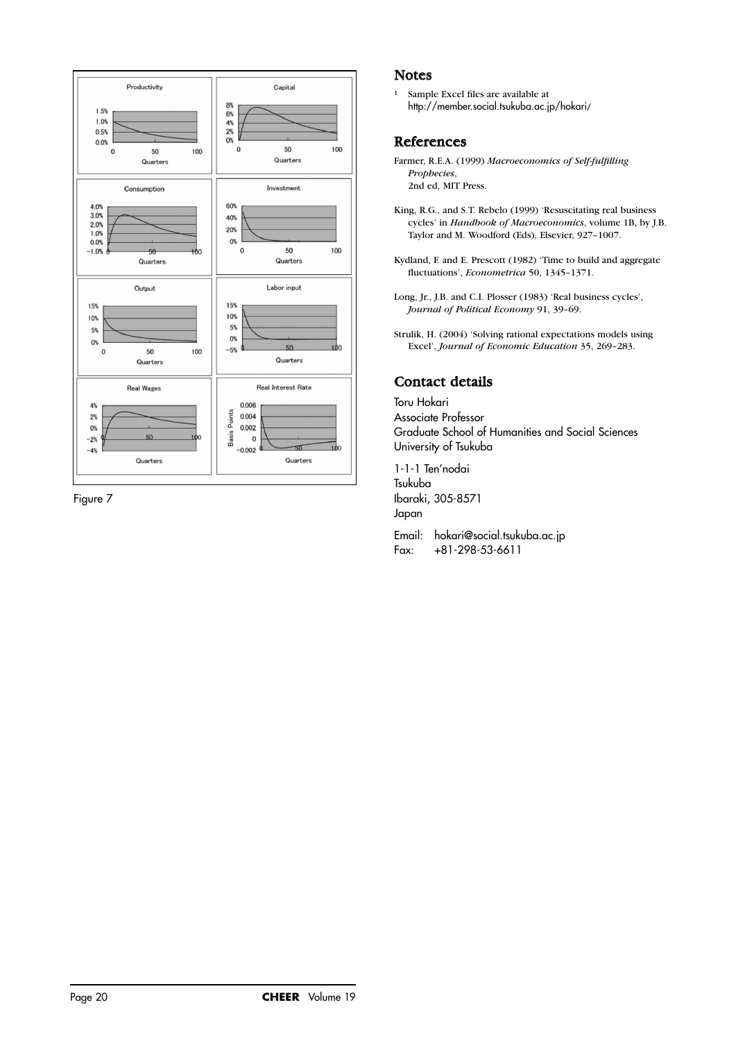Productivity

1.5%
1.0%
0.5%
0.0%
0
50
100
Quarters

Capital

8%
6%
4%
2%
0%
0
50
100
Quarters

Consumption

4.0%
3.0%
2.0%
1.0%
0.0%
−1.0%
0
50
100
Quarters

Investment

60%
40%
20%
0%
0
50
100
Quarters

Output

15%
10%
5%
0%
0
50
100
Quarters

Labor input

15%
10%
5%
0%
−5%
0
50
100
Quarters

Real Wages

4%
2%
0%
−2%
−4%
0
50
100
Quarters

Real Interest Rate

Basis Points
0.006
0.004
0.002
0
−0.002
0
50
100
Quarters

Figure 7

## Notes

[1] Sample Excel files are available at http://member.social.tsukuba.ac.jp/hokari/

## References

Farmer, R.E.A. (1999) *Macroeconomics of Self-fulfilling Prophecies*, 2nd ed, MIT Press.

King, R.G., and S.T. Rebelo (1999) 'Resuscitating real business cycles' in *Handbook of Macroeconomics*, volume 1B, by J.B. Taylor and M. Woodford (Eds), Elsevier, 927–1007.

Kydland, F. and E. Prescott (1982) 'Time to build and aggregate fluctuations', *Econometrica* 50, 1345–1371.

Long, Jr., J.B. and C.I. Plosser (1983) 'Real business cycles', *Journal of Political Economy* 91, 39–69.

Strulik, H. (2004) 'Solving rational expectations models using Excel', *Journal of Economic Education* 35, 269–283.

## Contact details

Toru Hokari
Associate Professor
Graduate School of Humanities and Social Sciences
University of Tsukuba

1-1-1 Ten'nodai
Tsukuba
Ibaraki, 305-8571
Japan

Email: hokari@social.tsukuba.ac.jp
Fax: +81-298-53-6611